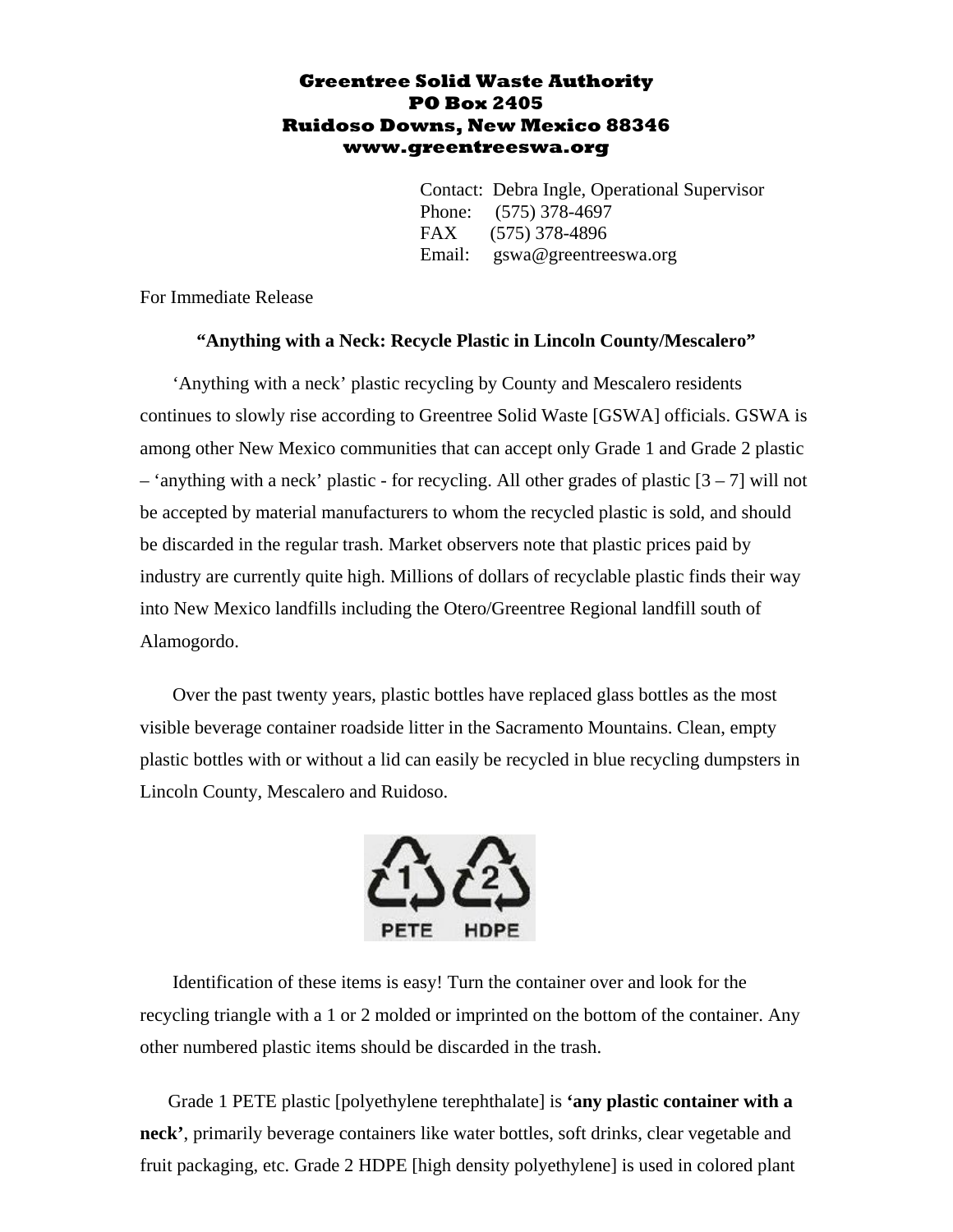**Greentree Solid Waste Authority**
**PO Box 2405**
**Ruidoso Downs, New Mexico 88346**
**www.greentreeswa.org**

Contact: Debra Ingle, Operational Supervisor
Phone: (575) 378-4697
FAX (575) 378-4896
Email: gswa@greentreeswa.org

For Immediate Release

**"Anything with a Neck: Recycle Plastic in Lincoln County/Mescalero"**

'Anything with a neck' plastic recycling by County and Mescalero residents continues to slowly rise according to Greentree Solid Waste [GSWA] officials. GSWA is among other New Mexico communities that can accept only Grade 1 and Grade 2 plastic – 'anything with a neck' plastic - for recycling. All other grades of plastic [3 – 7] will not be accepted by material manufacturers to whom the recycled plastic is sold, and should be discarded in the regular trash. Market observers note that plastic prices paid by industry are currently quite high. Millions of dollars of recyclable plastic finds their way into New Mexico landfills including the Otero/Greentree Regional landfill south of Alamogordo.

Over the past twenty years, plastic bottles have replaced glass bottles as the most visible beverage container roadside litter in the Sacramento Mountains. Clean, empty plastic bottles with or without a lid can easily be recycled in blue recycling dumpsters in Lincoln County, Mescalero and Ruidoso.

1 PETE 2 HDPE

Identification of these items is easy! Turn the container over and look for the recycling triangle with a 1 or 2 molded or imprinted on the bottom of the container. Any other numbered plastic items should be discarded in the trash.

Grade 1 PETE plastic [polyethylene terephthalate] is **'any plastic container with a neck'**, primarily beverage containers like water bottles, soft drinks, clear vegetable and fruit packaging, etc. Grade 2 HDPE [high density polyethylene] is used in colored plant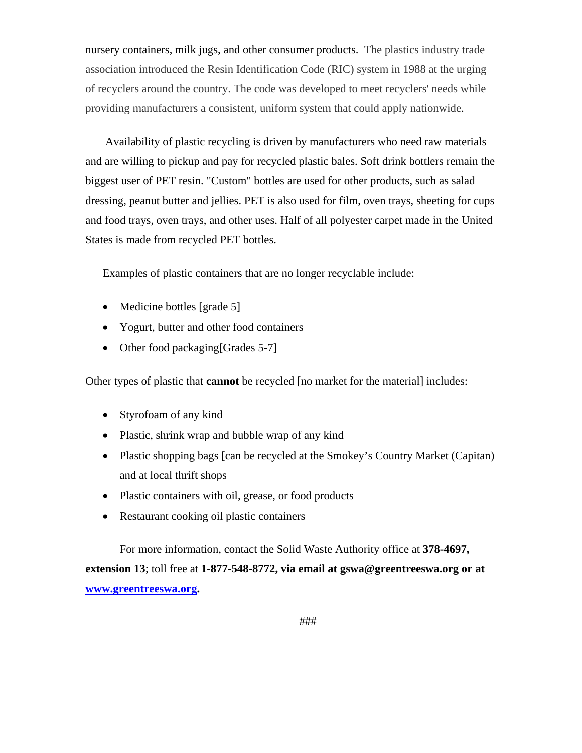nursery containers, milk jugs, and other consumer products. The plastics industry trade association introduced the Resin Identification Code (RIC) system in 1988 at the urging of recyclers around the country. The code was developed to meet recyclers' needs while providing manufacturers a consistent, uniform system that could apply nationwide.

Availability of plastic recycling is driven by manufacturers who need raw materials and are willing to pickup and pay for recycled plastic bales. Soft drink bottlers remain the biggest user of PET resin. "Custom" bottles are used for other products, such as salad dressing, peanut butter and jellies. PET is also used for film, oven trays, sheeting for cups and food trays, oven trays, and other uses. Half of all polyester carpet made in the United States is made from recycled PET bottles.

Examples of plastic containers that are no longer recyclable include:

- Medicine bottles [grade 5]
- Yogurt, butter and other food containers
- Other food packaging[Grades 5-7]

Other types of plastic that **cannot** be recycled [no market for the material] includes:

- Styrofoam of any kind
- Plastic, shrink wrap and bubble wrap of any kind
- Plastic shopping bags [can be recycled at the Smokey's Country Market (Capitan) and at local thrift shops
- Plastic containers with oil, grease, or food products
- Restaurant cooking oil plastic containers

For more information, contact the Solid Waste Authority office at **378-4697, extension 13**; toll free at **1-877-548-8772, via email at gswa@greentreeswa.org or at [www.greentreeswa.org](http://www.greentreeswa.org).**

###